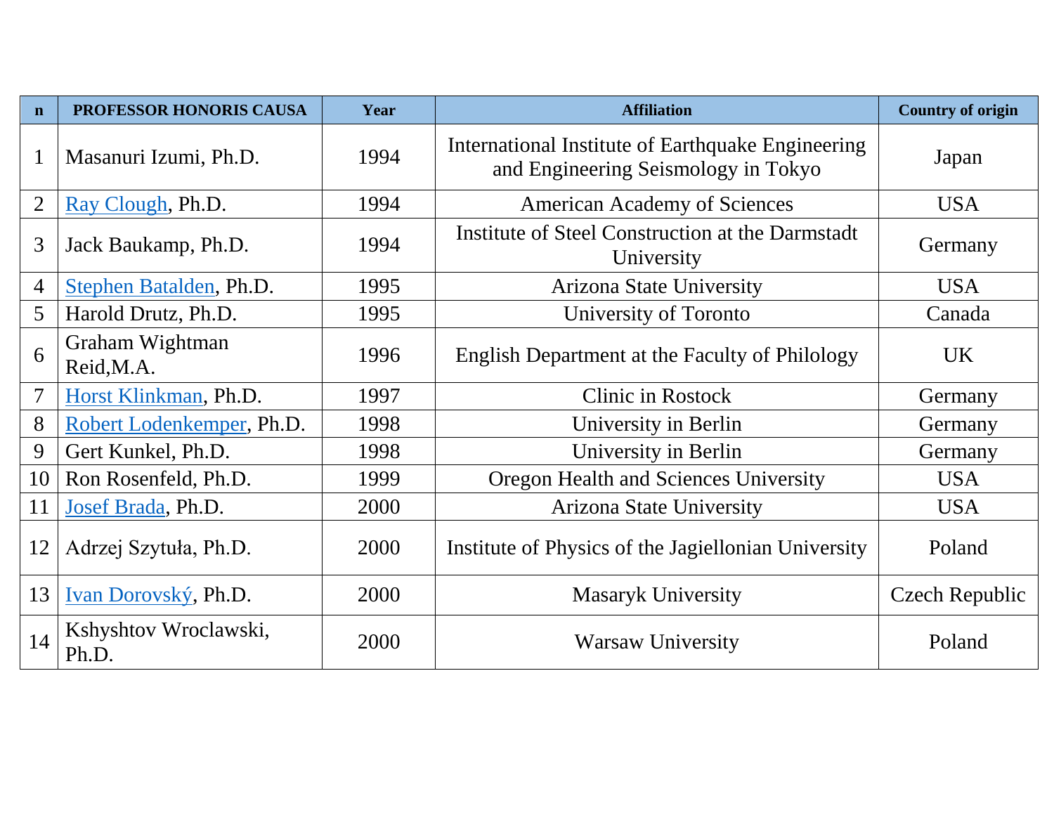| n | PROFESSOR HONORIS CAUSA | Year | Affiliation | Country of origin |
|---|---|---|---|---|
| 1 | Masanuri Izumi, Ph.D. | 1994 | International Institute of Earthquake Engineering and Engineering Seismology in Tokyo | Japan |
| 2 | Ray Clough, Ph.D. | 1994 | American Academy of Sciences | USA |
| 3 | Jack Baukamp, Ph.D. | 1994 | Institute of Steel Construction at the Darmstadt University | Germany |
| 4 | Stephen Batalden, Ph.D. | 1995 | Arizona State University | USA |
| 5 | Harold Drutz, Ph.D. | 1995 | University of Toronto | Canada |
| 6 | Graham Wightman Reid,M.A. | 1996 | English Department at the Faculty of Philology | UK |
| 7 | Horst Klinkman, Ph.D. | 1997 | Clinic in Rostock | Germany |
| 8 | Robert Lodenkemper, Ph.D. | 1998 | University in Berlin | Germany |
| 9 | Gert Kunkel, Ph.D. | 1998 | University in Berlin | Germany |
| 10 | Ron Rosenfeld, Ph.D. | 1999 | Oregon Health and Sciences University | USA |
| 11 | Josef Brada, Ph.D. | 2000 | Arizona State University | USA |
| 12 | Adrzej Szytuła, Ph.D. | 2000 | Institute of Physics of the Jagiellonian University | Poland |
| 13 | Ivan Dorovský, Ph.D. | 2000 | Masaryk University | Czech Republic |
| 14 | Kshyshtov Wroclawski, Ph.D. | 2000 | Warsaw University | Poland |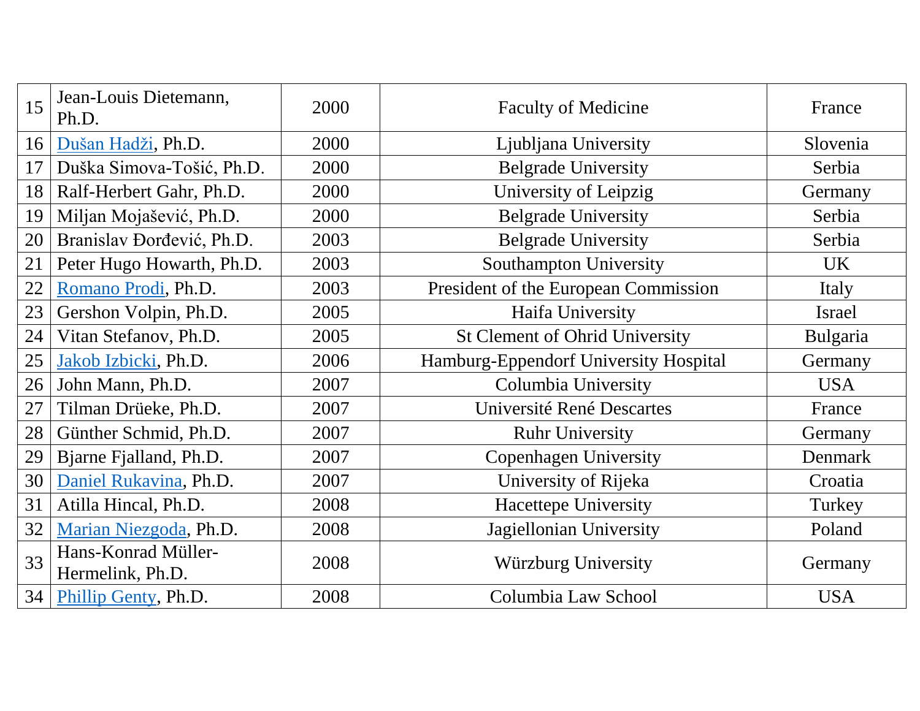| 15 | Jean-Louis Dietemann, Ph.D. | 2000 | Faculty of Medicine | France |
|---|---|---|---|---|
| 16 | Dušan Hadži, Ph.D. | 2000 | Ljubljana University | Slovenia |
| 17 | Duška Simova-Tošić, Ph.D. | 2000 | Belgrade University | Serbia |
| 18 | Ralf-Herbert Gahr, Ph.D. | 2000 | University of Leipzig | Germany |
| 19 | Miljan Mojašević, Ph.D. | 2000 | Belgrade University | Serbia |
| 20 | Branislav Đorđević, Ph.D. | 2003 | Belgrade University | Serbia |
| 21 | Peter Hugo Howarth, Ph.D. | 2003 | Southampton University | UK |
| 22 | Romano Prodi, Ph.D. | 2003 | President of the European Commission | Italy |
| 23 | Gershon Volpin, Ph.D. | 2005 | Haifa University | Israel |
| 24 | Vitan Stefanov, Ph.D. | 2005 | St Clement of Ohrid University | Bulgaria |
| 25 | Jakob Izbicki, Ph.D. | 2006 | Hamburg-Eppendorf University Hospital | Germany |
| 26 | John Mann, Ph.D. | 2007 | Columbia University | USA |
| 27 | Tilman Drüeke, Ph.D. | 2007 | Université René Descartes | France |
| 28 | Günther Schmid, Ph.D. | 2007 | Ruhr University | Germany |
| 29 | Bjarne Fjalland, Ph.D. | 2007 | Copenhagen University | Denmark |
| 30 | Daniel Rukavina, Ph.D. | 2007 | University of Rijeka | Croatia |
| 31 | Atilla Hincal, Ph.D. | 2008 | Hacettepe University | Turkey |
| 32 | Marian Niezgoda, Ph.D. | 2008 | Jagiellonian University | Poland |
| 33 | Hans-Konrad Müller-Hermelink, Ph.D. | 2008 | Würzburg University | Germany |
| 34 | Phillip Genty, Ph.D. | 2008 | Columbia Law School | USA |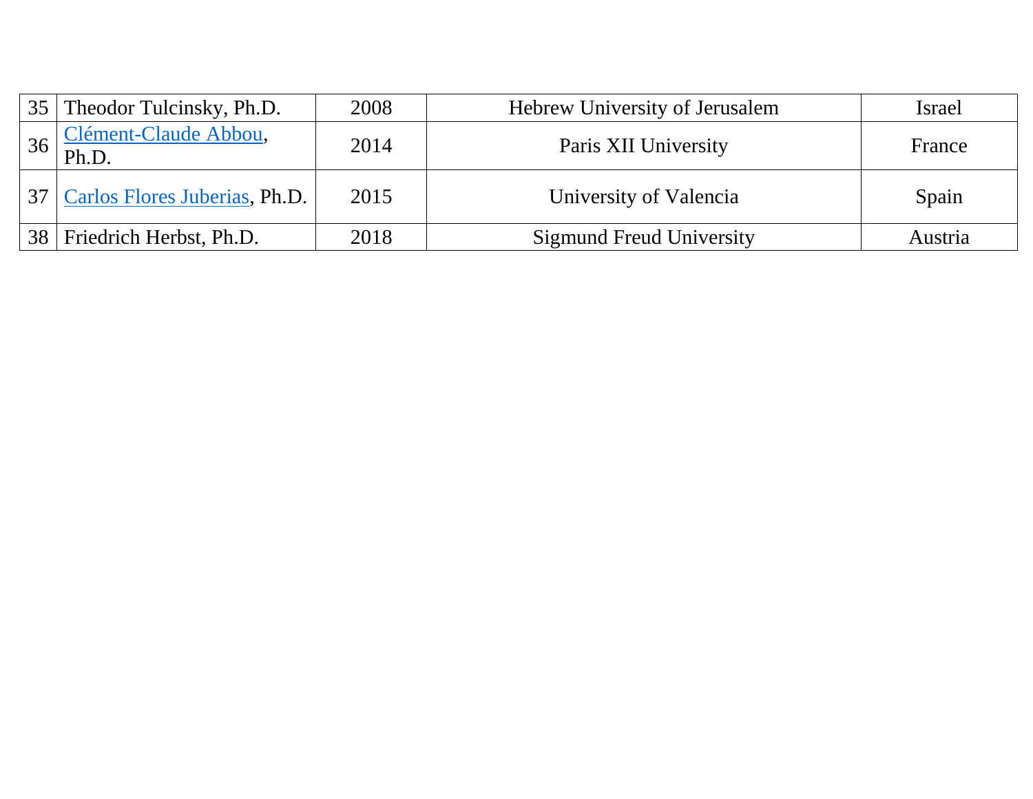| | | | | |
|---|---|---|---|---|
| 35 | Theodor Tulcinsky, Ph.D. | 2008 | Hebrew University of Jerusalem | Israel |
| 36 | Clément-Claude Abbou, Ph.D. | 2014 | Paris XII University | France |
| 37 | Carlos Flores Juberias, Ph.D. | 2015 | University of Valencia | Spain |
| 38 | Friedrich Herbst, Ph.D. | 2018 | Sigmund Freud University | Austria |